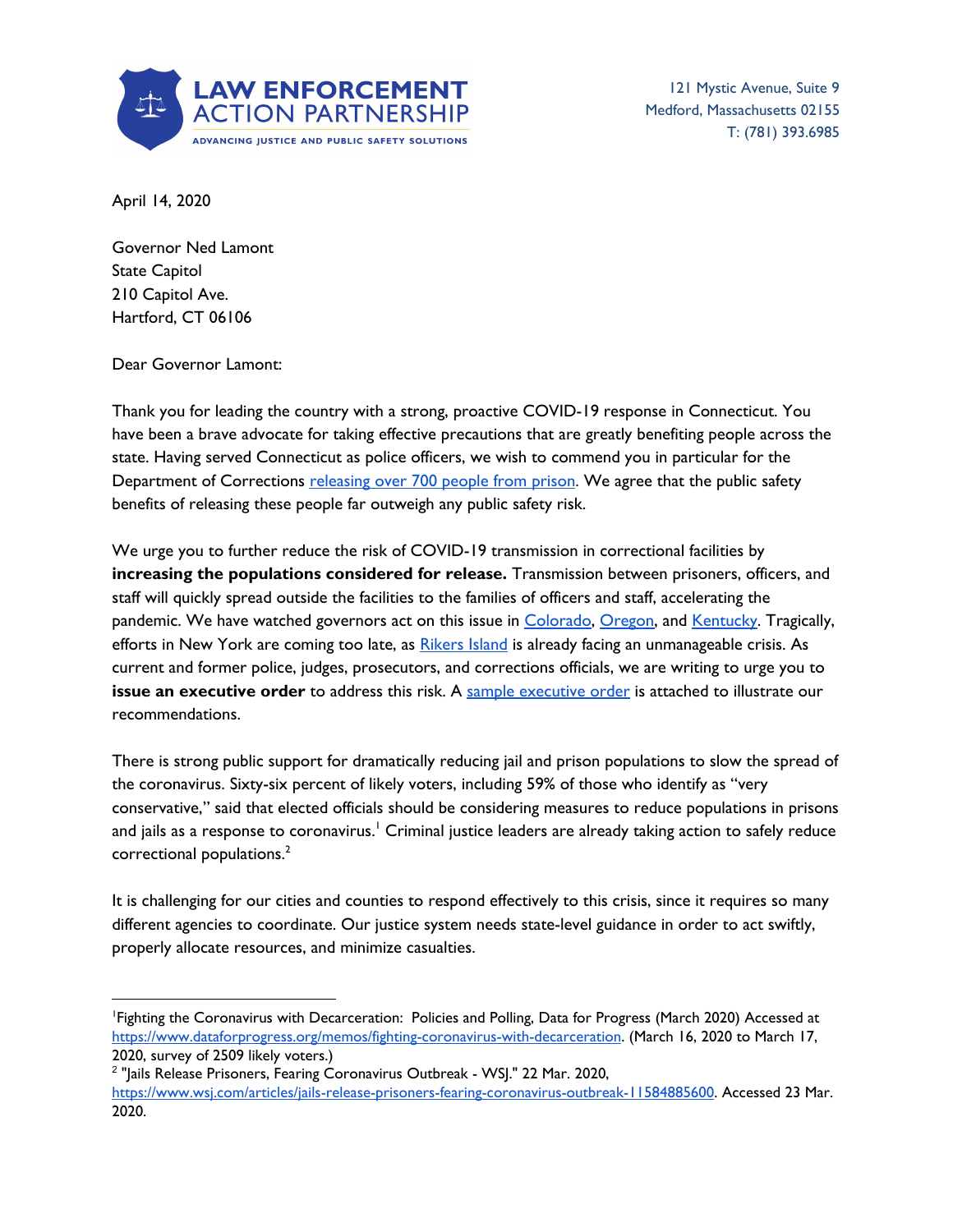LAW ENFORCEMENT ACTION PARTNERSHIP
ADVANCING JUSTICE AND PUBLIC SAFETY SOLUTIONS

121 Mystic Avenue, Suite 9
Medford, Massachusetts 02155
T: (781) 393.6985

April 14, 2020

Governor Ned Lamont
State Capitol
210 Capitol Ave.
Hartford, CT 06106

Dear Governor Lamont:

Thank you for leading the country with a strong, proactive COVID-19 response in Connecticut. You have been a brave advocate for taking effective precautions that are greatly benefiting people across the state. Having served Connecticut as police officers, we wish to commend you in particular for the Department of Corrections releasing over 700 people from prison. We agree that the public safety benefits of releasing these people far outweigh any public safety risk.

We urge you to further reduce the risk of COVID-19 transmission in correctional facilities by **increasing the populations considered for release.** Transmission between prisoners, officers, and staff will quickly spread outside the facilities to the families of officers and staff, accelerating the pandemic. We have watched governors act on this issue in Colorado, Oregon, and Kentucky. Tragically, efforts in New York are coming too late, as Rikers Island is already facing an unmanageable crisis. As current and former police, judges, prosecutors, and corrections officials, we are writing to urge you to **issue an executive order** to address this risk. A sample executive order is attached to illustrate our recommendations.

There is strong public support for dramatically reducing jail and prison populations to slow the spread of the coronavirus. Sixty-six percent of likely voters, including 59% of those who identify as "very conservative," said that elected officials should be considering measures to reduce populations in prisons and jails as a response to coronavirus.[1] Criminal justice leaders are already taking action to safely reduce correctional populations.[2]

It is challenging for our cities and counties to respond effectively to this crisis, since it requires so many different agencies to coordinate. Our justice system needs state-level guidance in order to act swiftly, properly allocate resources, and minimize casualties.

---

[1] Fighting the Coronavirus with Decarceration: Policies and Polling, Data for Progress (March 2020) Accessed at https://www.dataforprogress.org/memos/fighting-coronavirus-with-decarceration. (March 16, 2020 to March 17, 2020, survey of 2509 likely voters.)

[2] "Jails Release Prisoners, Fearing Coronavirus Outbreak - WSJ." 22 Mar. 2020, https://www.wsj.com/articles/jails-release-prisoners-fearing-coronavirus-outbreak-11584885600. Accessed 23 Mar. 2020.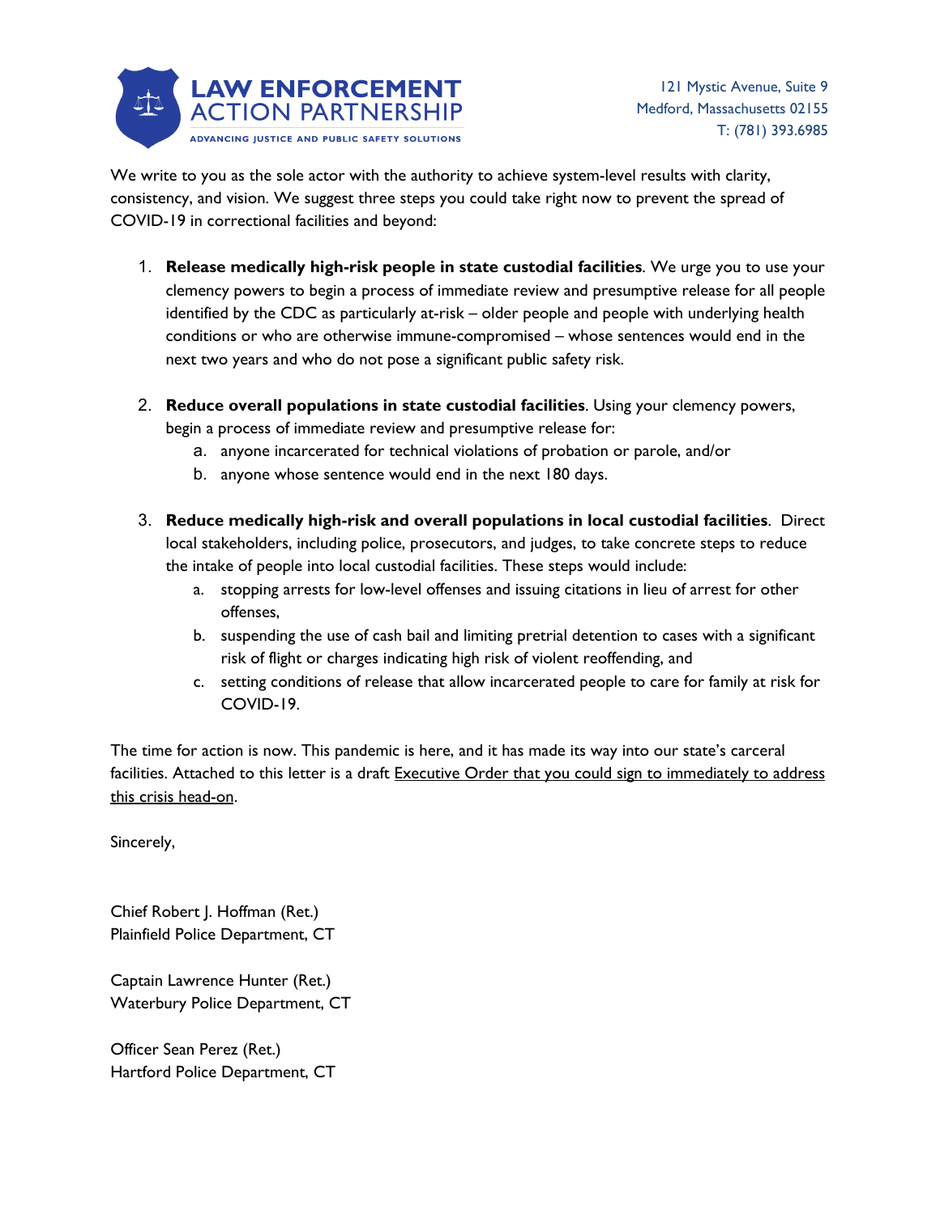We write to you as the sole actor with the authority to achieve system-level results with clarity, consistency, and vision. We suggest three steps you could take right now to prevent the spread of COVID-19 in correctional facilities and beyond:

1. **Release medically high-risk people in state custodial facilities**. We urge you to use your clemency powers to begin a process of immediate review and presumptive release for all people identified by the CDC as particularly at-risk – older people and people with underlying health conditions or who are otherwise immune-compromised – whose sentences would end in the next two years and who do not pose a significant public safety risk.

2. **Reduce overall populations in state custodial facilities**. Using your clemency powers, begin a process of immediate review and presumptive release for:
   a. anyone incarcerated for technical violations of probation or parole, and/or
   b. anyone whose sentence would end in the next 180 days.

3. **Reduce medically high-risk and overall populations in local custodial facilities**. Direct local stakeholders, including police, prosecutors, and judges, to take concrete steps to reduce the intake of people into local custodial facilities. These steps would include:
   a. stopping arrests for low-level offenses and issuing citations in lieu of arrest for other offenses,
   b. suspending the use of cash bail and limiting pretrial detention to cases with a significant risk of flight or charges indicating high risk of violent reoffending, and
   c. setting conditions of release that allow incarcerated people to care for family at risk for COVID-19.

The time for action is now. This pandemic is here, and it has made its way into our state's carceral facilities. Attached to this letter is a draft Executive Order that you could sign to immediately to address this crisis head-on.

Sincerely,

Chief Robert J. Hoffman (Ret.)
Plainfield Police Department, CT

Captain Lawrence Hunter (Ret.)
Waterbury Police Department, CT

Officer Sean Perez (Ret.)
Hartford Police Department, CT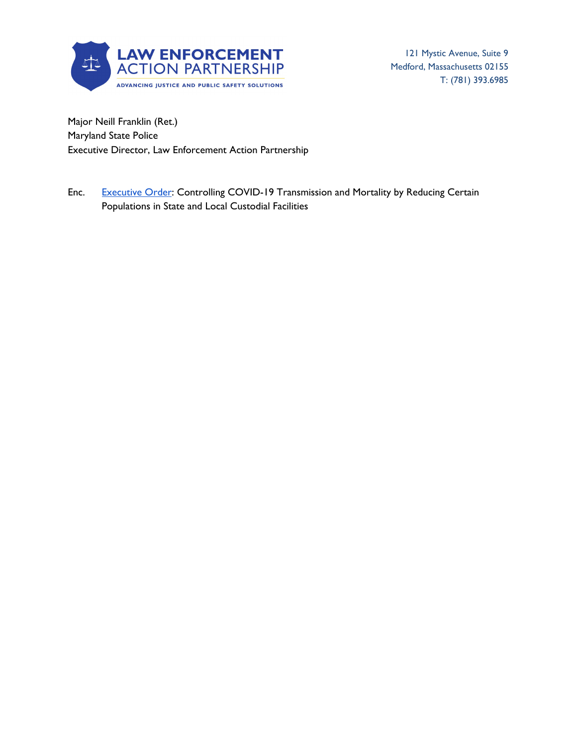Major Neill Franklin (Ret.)
Maryland State Police
Executive Director, Law Enforcement Action Partnership

Enc. Executive Order: Controlling COVID-19 Transmission and Mortality by Reducing Certain Populations in State and Local Custodial Facilities